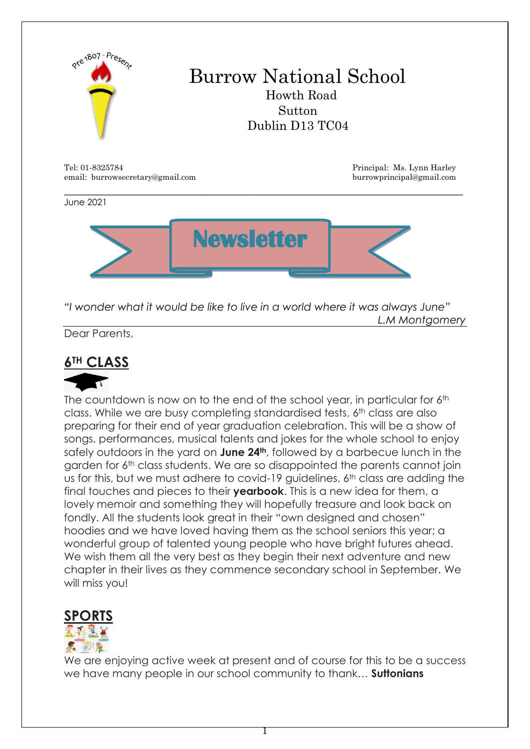# Burrow National School

Howth Road
Sutton
Dublin D13 TC04

Tel: 01-8325784
email: burrowsecretary@gmail.com

Principal: Ms. Lynn Harley
burrowprincipal@gmail.com

June 2021

## Newsletter

*"I wonder what it would be like to live in a world where it was always June"*
*L.M Montgomery*

Dear Parents,

## 6TH CLASS

The countdown is now on to the end of the school year, in particular for 6th class. While we are busy completing standardised tests, 6th class are also preparing for their end of year graduation celebration. This will be a show of songs, performances, musical talents and jokes for the whole school to enjoy safely outdoors in the yard on **June 24th**, followed by a barbecue lunch in the garden for 6th class students. We are so disappointed the parents cannot join us for this, but we must adhere to covid-19 guidelines. 6th class are adding the final touches and pieces to their **yearbook**. This is a new idea for them, a lovely memoir and something they will hopefully treasure and look back on fondly. All the students look great in their "own designed and chosen" hoodies and we have loved having them as the school seniors this year; a wonderful group of talented young people who have bright futures ahead. We wish them all the very best as they begin their next adventure and new chapter in their lives as they commence secondary school in September. We will miss you!

## SPORTS

We are enjoying active week at present and of course for this to be a success we have many people in our school community to thank… **Suttonians**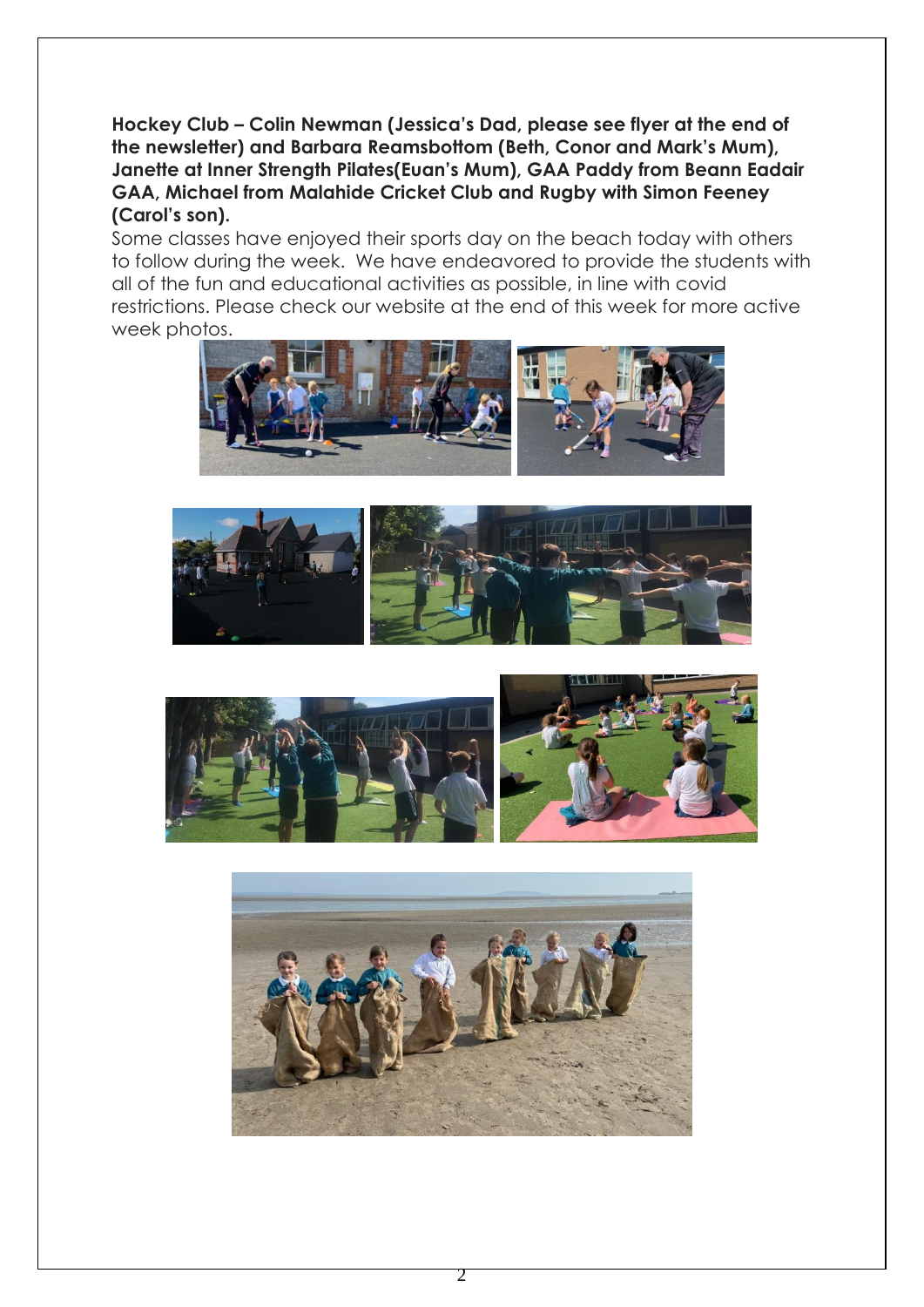**Hockey Club – Colin Newman (Jessica's Dad, please see flyer at the end of the newsletter) and Barbara Reamsbottom (Beth, Conor and Mark's Mum), Janette at Inner Strength Pilates(Euan's Mum), GAA Paddy from Beann Eadair GAA, Michael from Malahide Cricket Club and Rugby with Simon Feeney (Carol's son).**

Some classes have enjoyed their sports day on the beach today with others to follow during the week. We have endeavored to provide the students with all of the fun and educational activities as possible, in line with covid restrictions. Please check our website at the end of this week for more active week photos.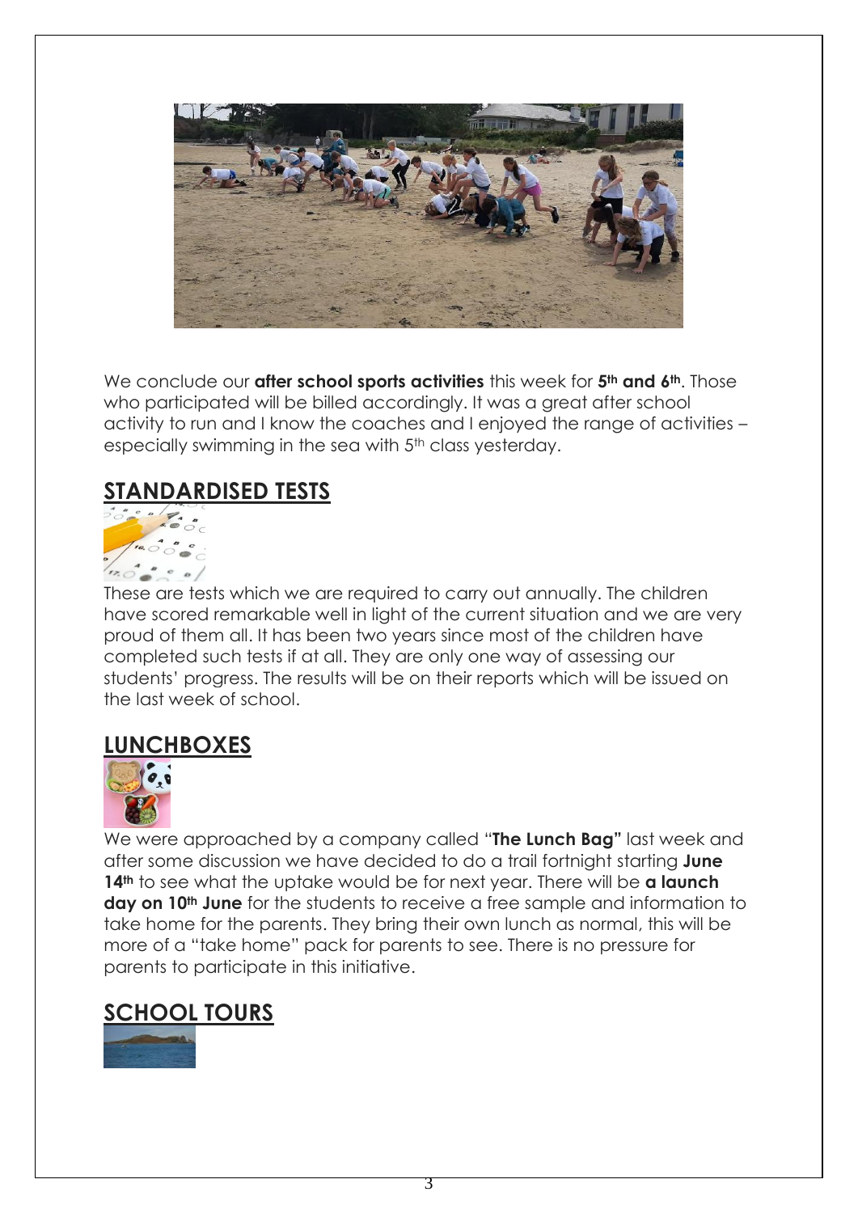We conclude our **after school sports activities** this week for **5th and 6th**. Those who participated will be billed accordingly. It was a great after school activity to run and I know the coaches and I enjoyed the range of activities – especially swimming in the sea with 5th class yesterday.

## STANDARDISED TESTS

These are tests which we are required to carry out annually. The children have scored remarkable well in light of the current situation and we are very proud of them all. It has been two years since most of the children have completed such tests if at all. They are only one way of assessing our students' progress. The results will be on their reports which will be issued on the last week of school.

## LUNCHBOXES

We were approached by a company called "**The Lunch Bag"** last week and after some discussion we have decided to do a trail fortnight starting **June 14th** to see what the uptake would be for next year. There will be **a launch day on 10th June** for the students to receive a free sample and information to take home for the parents. They bring their own lunch as normal, this will be more of a "take home" pack for parents to see. There is no pressure for parents to participate in this initiative.

## SCHOOL TOURS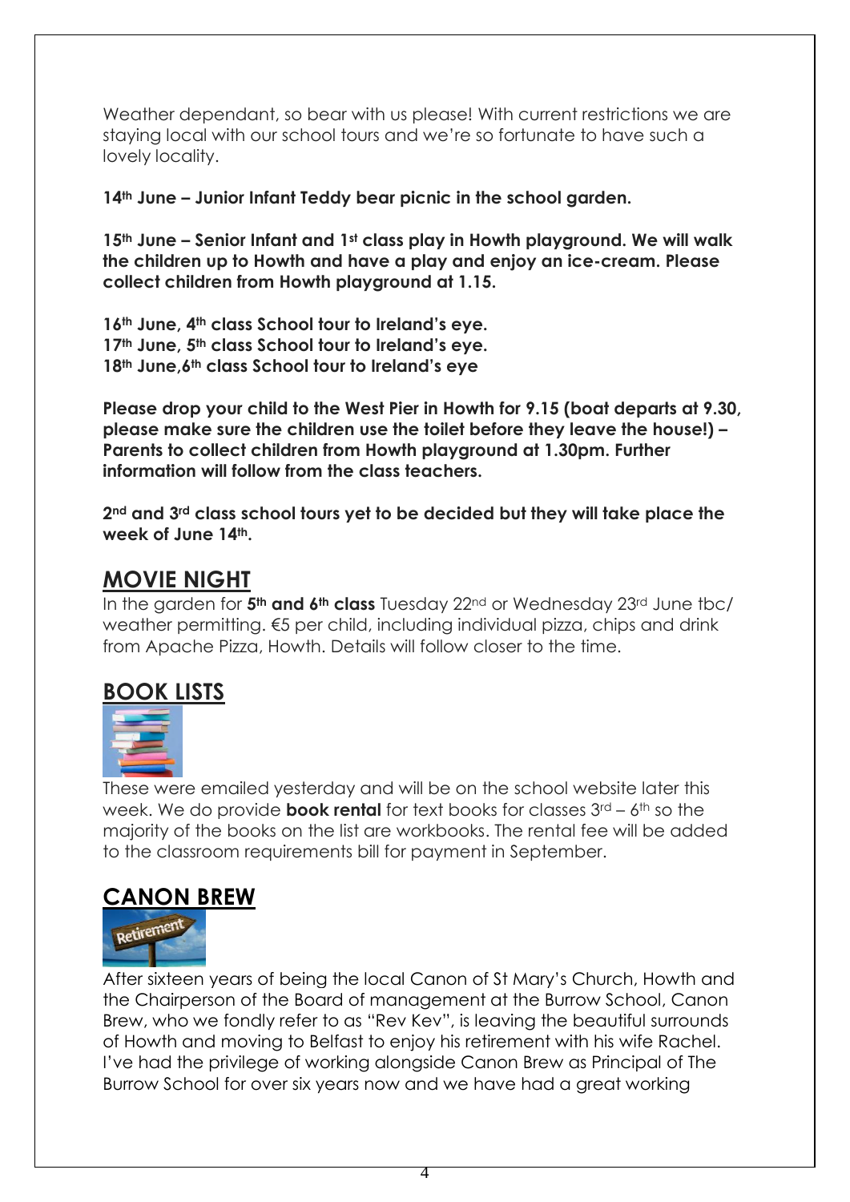Weather dependant, so bear with us please! With current restrictions we are staying local with our school tours and we're so fortunate to have such a lovely locality.

**14th June – Junior Infant Teddy bear picnic in the school garden.**

**15th June – Senior Infant and 1st class play in Howth playground. We will walk the children up to Howth and have a play and enjoy an ice-cream. Please collect children from Howth playground at 1.15.**

**16th June, 4th class School tour to Ireland's eye.**
**17th June, 5th class School tour to Ireland's eye.**
**18th June,6th class School tour to Ireland's eye**

**Please drop your child to the West Pier in Howth for 9.15 (boat departs at 9.30, please make sure the children use the toilet before they leave the house!) – Parents to collect children from Howth playground at 1.30pm. Further information will follow from the class teachers.**

**2nd and 3rd class school tours yet to be decided but they will take place the week of June 14th.**

## MOVIE NIGHT

In the garden for **5th and 6th class** Tuesday 22nd or Wednesday 23rd June tbc/ weather permitting. €5 per child, including individual pizza, chips and drink from Apache Pizza, Howth. Details will follow closer to the time.

## BOOK LISTS

These were emailed yesterday and will be on the school website later this week. We do provide **book rental** for text books for classes 3rd – 6th so the majority of the books on the list are workbooks. The rental fee will be added to the classroom requirements bill for payment in September.

## CANON BREW

After sixteen years of being the local Canon of St Mary's Church, Howth and the Chairperson of the Board of management at the Burrow School, Canon Brew, who we fondly refer to as "Rev Kev", is leaving the beautiful surrounds of Howth and moving to Belfast to enjoy his retirement with his wife Rachel. I've had the privilege of working alongside Canon Brew as Principal of The Burrow School for over six years now and we have had a great working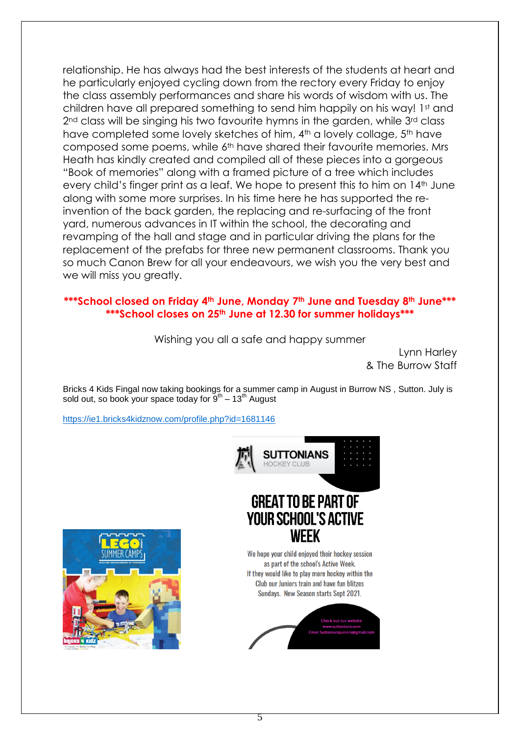relationship. He has always had the best interests of the students at heart and he particularly enjoyed cycling down from the rectory every Friday to enjoy the class assembly performances and share his words of wisdom with us. The children have all prepared something to send him happily on his way! 1st and 2nd class will be singing his two favourite hymns in the garden, while 3rd class have completed some lovely sketches of him, 4th a lovely collage, 5th have composed some poems, while 6th have shared their favourite memories. Mrs Heath has kindly created and compiled all of these pieces into a gorgeous "Book of memories" along with a framed picture of a tree which includes every child's finger print as a leaf. We hope to present this to him on 14th June along with some more surprises. In his time here he has supported the re-invention of the back garden, the replacing and re-surfacing of the front yard, numerous advances in IT within the school, the decorating and revamping of the hall and stage and in particular driving the plans for the replacement of the prefabs for three new permanent classrooms. Thank you so much Canon Brew for all your endeavours, we wish you the very best and we will miss you greatly.

**\*\*\*School closed on Friday 4th June, Monday 7th June and Tuesday 8th June\*\*\***

**\*\*\*School closes on 25th June at 12.30 for summer holidays\*\*\***

Wishing you all a safe and happy summer

Lynn Harley
& The Burrow Staff

Bricks 4 Kids Fingal now taking bookings for a summer camp in August in Burrow NS , Sutton. July is sold out, so book your space today for 9th – 13th August

https://ie1.bricks4kidznow.com/profile.php?id=1681146

LEGO SUMMER CAMPS

BRICKS 4 KIDZ

SUTTONIANS HOCKEY CLUB

GREAT TO BE PART OF YOUR SCHOOL'S ACTIVE WEEK

We hope your child enjoyed their hockey session as part of the school's Active Week.
If they would like to play more hockey within the Club our Juniors train and have fun blitzes Sundays. New Season starts Sept 2021.

Check out our website
www.suttonians.com
Email Suttoniansjuniors@gmail.com